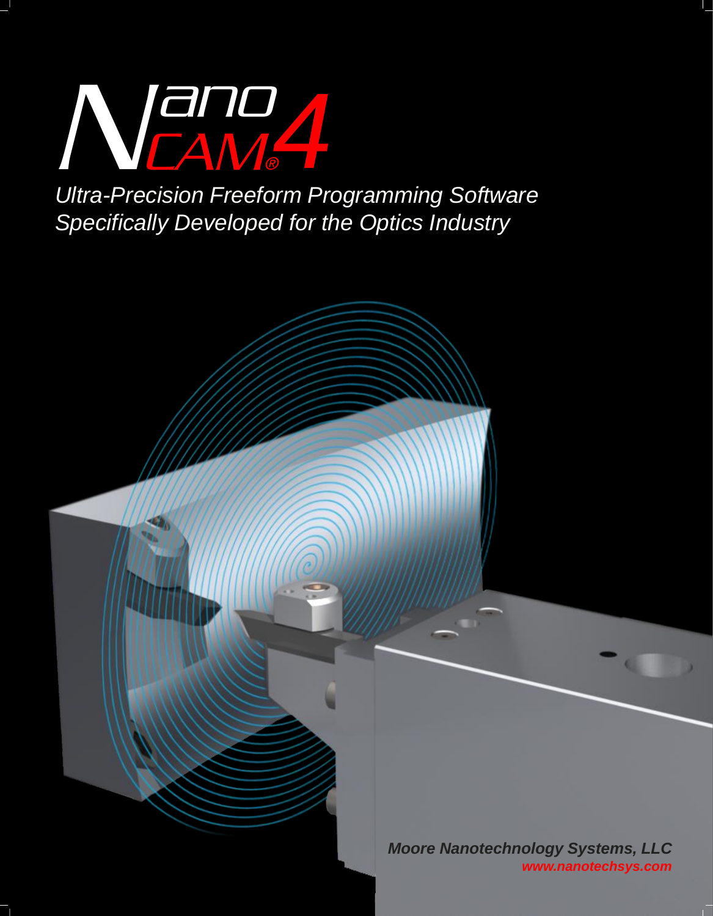# Nano CAM® 4

*Ultra-Precision Freeform Programming Software Specifically Developed for the Optics Industry*

***Moore Nanotechnology Systems, LLC***

***www.nanotechsys.com***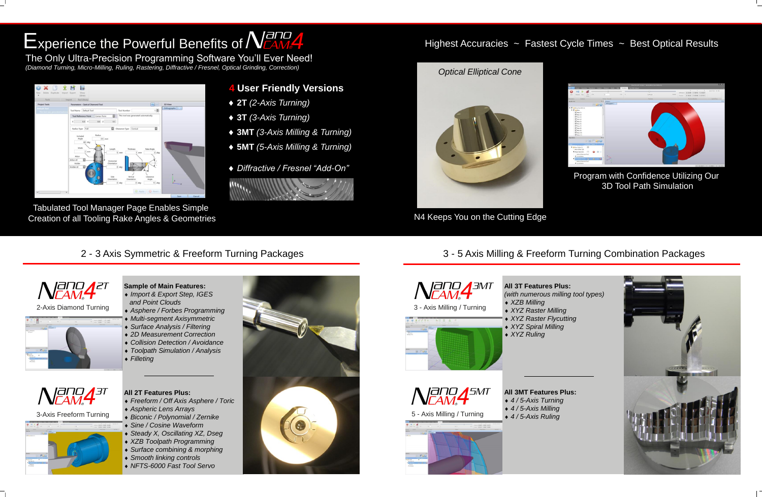# Experience the Powerful Benefits of NanoCAM4

## The Only Ultra-Precision Programming Software You'll Ever Need!

*(Diamond Turning, Micro-Milling, Ruling, Rastering, Diffractive / Fresnel, Optical Grinding, Correction)*

Highest Accuracies ~ Fastest Cycle Times ~ Best Optical Results

Tabulated Tool Manager Page Enables Simple Creation of all Tooling Rake Angles & Geometries

### 4 User Friendly Versions

- **2T** *(2-Axis Turning)*
- **3T** *(3-Axis Turning)*
- **3MT** *(3-Axis Milling & Turning)*
- **5MT** *(5-Axis Milling & Turning)*

- *Diffractive / Fresnel "Add-On"*

*Optical Elliptical Cone*

N4 Keeps You on the Cutting Edge

Program with Confidence Utilizing Our 3D Tool Path Simulation

## 2 - 3 Axis Symmetric & Freeform Turning Packages

### NanoCAM4 2T

2-Axis Diamond Turning

**Sample of Main Features:**

- *Import & Export Step, IGES and Point Clouds*
- *Asphere / Forbes Programming*
- *Multi-segment Axisymmetric*
- *Surface Analysis / Filtering*
- *2D Measurement Correction*
- *Collision Detection / Avoidance*
- *Toolpath Simulation / Analysis*
- *Filleting*

### NanoCAM4 3T

3-Axis Freeform Turning

**All 2T Features Plus:**

- *Freeform / Off Axis Asphere / Toric*
- *Aspheric Lens Arrays*
- *Biconic / Polynomial / Zernike*
- *Sine / Cosine Waveform*
- *Steady X, Oscillating XZ, Dseg*
- *XZB Toolpath Programming*
- *Surface combining & morphing*
- *Smooth linking controls*
- *NFTS-6000 Fast Tool Servo*

## 3 - 5 Axis Milling & Freeform Turning Combination Packages

### NanoCAM4 3MT

3 - Axis Milling / Turning

**All 3T Features Plus:**

*(with numerous milling tool types)*

- *XZB Milling*
- *XYZ Raster Milling*
- *XYZ Raster Flycutting*
- *XYZ Spiral Milling*
- *XYZ Ruling*

### NanoCAM4 5MT

5 - Axis Milling / Turning

**All 3MT Features Plus:**

- *4 / 5-Axis Turning*
- *4 / 5-Axis Milling*
- *4 / 5-Axis Ruling*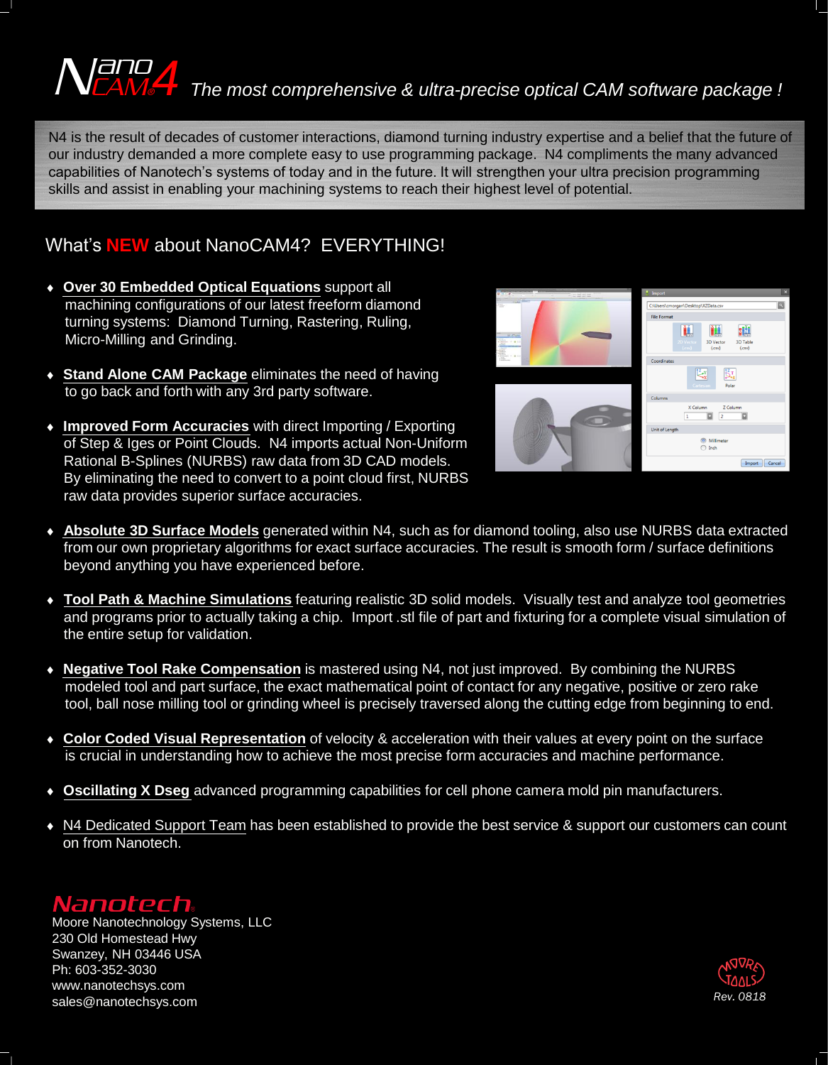# NanoCAM4 *The most comprehensive & ultra-precise optical CAM software package !*

N4 is the result of decades of customer interactions, diamond turning industry expertise and a belief that the future of our industry demanded a more complete easy to use programming package. N4 compliments the many advanced capabilities of Nanotech's systems of today and in the future. It will strengthen your ultra precision programming skills and assist in enabling your machining systems to reach their highest level of potential.

## What's **NEW** about NanoCAM4? EVERYTHING!

- **Over 30 Embedded Optical Equations** support all machining configurations of our latest freeform diamond turning systems: Diamond Turning, Rastering, Ruling, Micro-Milling and Grinding.
- **Stand Alone CAM Package** eliminates the need of having to go back and forth with any 3rd party software.
- **Improved Form Accuracies** with direct Importing / Exporting of Step & Iges or Point Clouds. N4 imports actual Non-Uniform Rational B-Splines (NURBS) raw data from 3D CAD models. By eliminating the need to convert to a point cloud first, NURBS raw data provides superior surface accuracies.
- **Absolute 3D Surface Models** generated within N4, such as for diamond tooling, also use NURBS data extracted from our own proprietary algorithms for exact surface accuracies. The result is smooth form / surface definitions beyond anything you have experienced before.
- **Tool Path & Machine Simulations** featuring realistic 3D solid models. Visually test and analyze tool geometries and programs prior to actually taking a chip. Import .stl file of part and fixturing for a complete visual simulation of the entire setup for validation.
- **Negative Tool Rake Compensation** is mastered using N4, not just improved. By combining the NURBS modeled tool and part surface, the exact mathematical point of contact for any negative, positive or zero rake tool, ball nose milling tool or grinding wheel is precisely traversed along the cutting edge from beginning to end.
- **Color Coded Visual Representation** of velocity & acceleration with their values at every point on the surface is crucial in understanding how to achieve the most precise form accuracies and machine performance.
- **Oscillating X Dseg** advanced programming capabilities for cell phone camera mold pin manufacturers.
- N4 Dedicated Support Team has been established to provide the best service & support our customers can count on from Nanotech.

**Nanotech**

Moore Nanotechnology Systems, LLC
230 Old Homestead Hwy
Swanzey, NH 03446 USA
Ph: 603-352-3030
www.nanotechsys.com
sales@nanotechsys.com

MOORE TOOLS

*Rev. 0818*